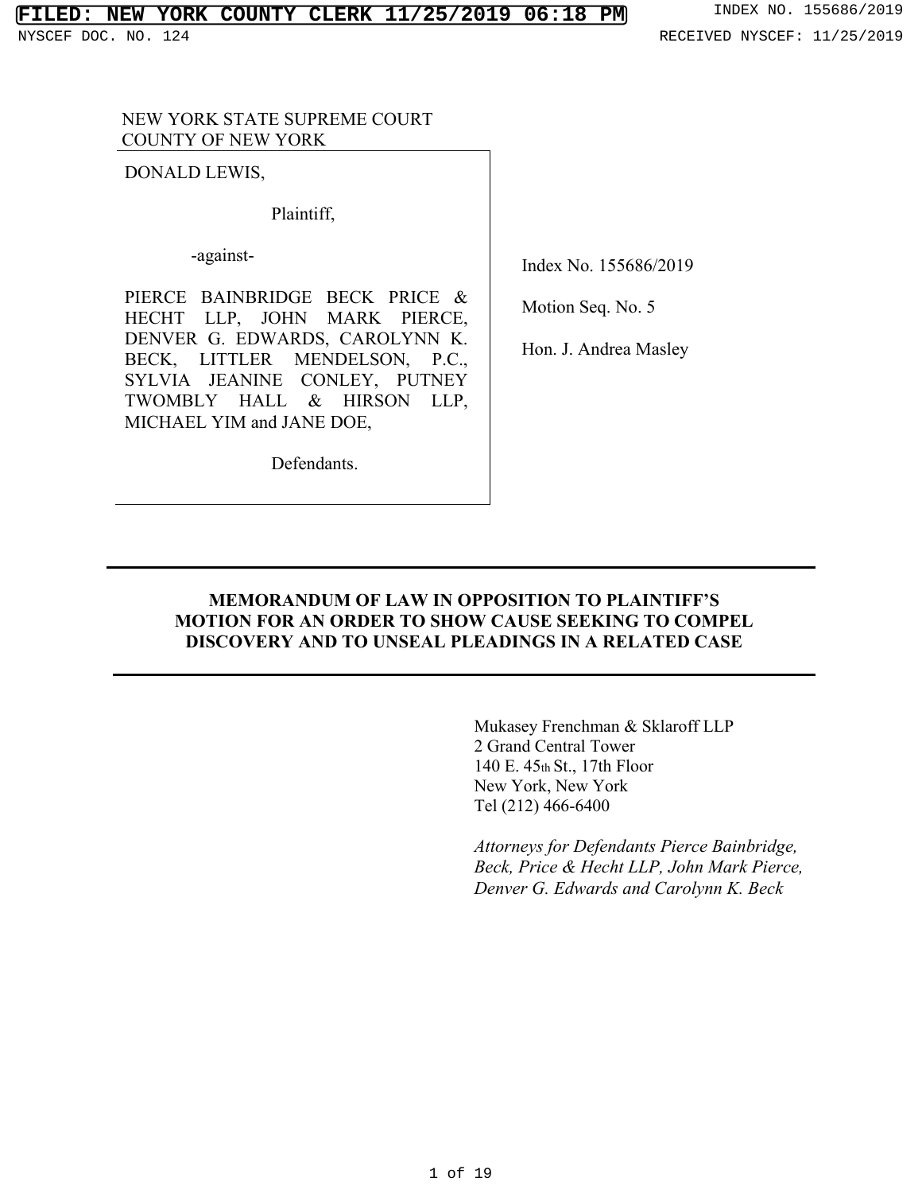NEW YORK STATE SUPREME COURT
COUNTY OF NEW YORK

DONALD LEWIS,

Plaintiff,

-against-

PIERCE BAINBRIDGE BECK PRICE & HECHT LLP, JOHN MARK PIERCE, DENVER G. EDWARDS, CAROLYNN K. BECK, LITTLER MENDELSON, P.C., SYLVIA JEANINE CONLEY, PUTNEY TWOMBLY HALL & HIRSON LLP, MICHAEL YIM and JANE DOE,

Defendants.

Index No. 155686/2019

Motion Seq. No. 5

Hon. J. Andrea Masley

---

**MEMORANDUM OF LAW IN OPPOSITION TO PLAINTIFF'S MOTION FOR AN ORDER TO SHOW CAUSE SEEKING TO COMPEL DISCOVERY AND TO UNSEAL PLEADINGS IN A RELATED CASE**

---

Mukasey Frenchman & Sklaroff LLP
2 Grand Central Tower
140 E. 45th St., 17th Floor
New York, New York
Tel (212) 466-6400

*Attorneys for Defendants Pierce Bainbridge, Beck, Price & Hecht LLP, John Mark Pierce, Denver G. Edwards and Carolynn K. Beck*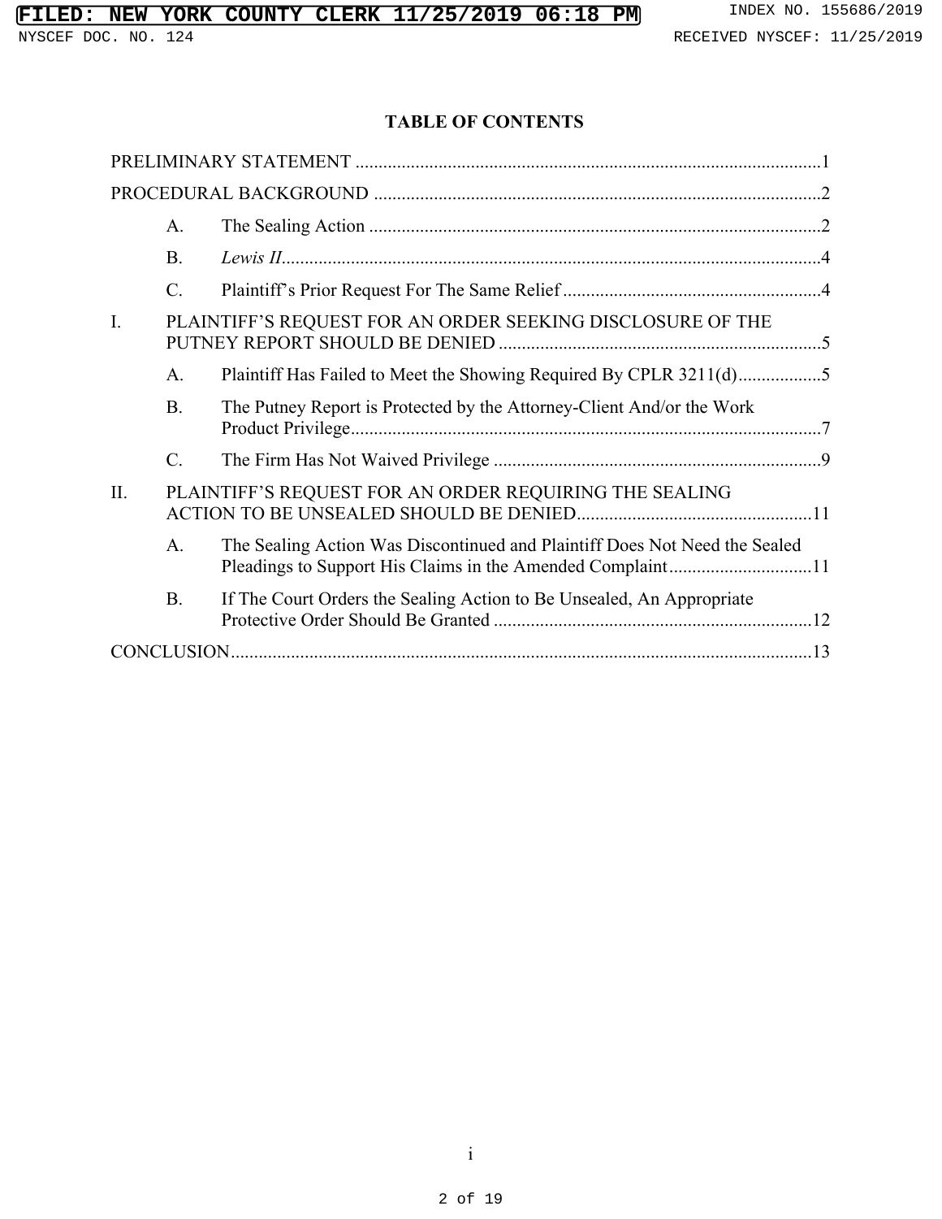# TABLE OF CONTENTS

PRELIMINARY STATEMENT ....................................................................................................1

PROCEDURAL BACKGROUND ................................................................................................2

- A. The Sealing Action ..................................................................................................2
- B. *Lewis II*....................................................................................................................4
- C. Plaintiff's Prior Request For The Same Relief ........................................................4

I. PLAINTIFF'S REQUEST FOR AN ORDER SEEKING DISCLOSURE OF THE PUTNEY REPORT SHOULD BE DENIED ......................................................................5

- A. Plaintiff Has Failed to Meet the Showing Required By CPLR 3211(d)..................5
- B. The Putney Report is Protected by the Attorney-Client And/or the Work Product Privilege......................................................................................................7
- C. The Firm Has Not Waived Privilege .......................................................................9

II. PLAINTIFF'S REQUEST FOR AN ORDER REQUIRING THE SEALING ACTION TO BE UNSEALED SHOULD BE DENIED...................................................11

- A. The Sealing Action Was Discontinued and Plaintiff Does Not Need the Sealed Pleadings to Support His Claims in the Amended Complaint...............................11
- B. If The Court Orders the Sealing Action to Be Unsealed, An Appropriate Protective Order Should Be Granted .....................................................................12

CONCLUSION.............................................................................................................................13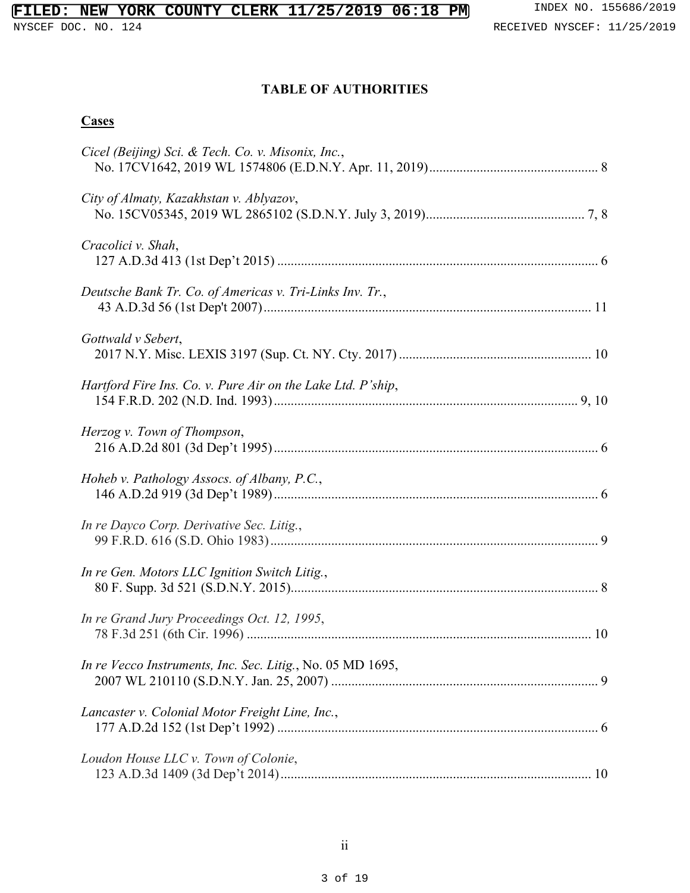## TABLE OF AUTHORITIES

### Cases

*Cicel (Beijing) Sci. & Tech. Co. v. Misonix, Inc.*,
No. 17CV1642, 2019 WL 1574806 (E.D.N.Y. Apr. 11, 2019) .................................................. 8

*City of Almaty, Kazakhstan v. Ablyazov*,
No. 15CV05345, 2019 WL 2865102 (S.D.N.Y. July 3, 2019) ............................................... 7, 8

*Cracolici v. Shah*,
127 A.D.3d 413 (1st Dep't 2015) ............................................................................................... 6

*Deutsche Bank Tr. Co. of Americas v. Tri-Links Inv. Tr.*,
43 A.D.3d 56 (1st Dep't 2007) ................................................................................................. 11

*Gottwald v Sebert*,
2017 N.Y. Misc. LEXIS 3197 (Sup. Ct. NY. Cty. 2017) ......................................................... 10

*Hartford Fire Ins. Co. v. Pure Air on the Lake Ltd. P'ship*,
154 F.R.D. 202 (N.D. Ind. 1993) ........................................................................................... 9, 10

*Herzog v. Town of Thompson*,
216 A.D.2d 801 (3d Dep't 1995) ................................................................................................ 6

*Hoheb v. Pathology Assocs. of Albany, P.C.*,
146 A.D.2d 919 (3d Dep't 1989) ................................................................................................ 6

*In re Dayco Corp. Derivative Sec. Litig.*,
99 F.R.D. 616 (S.D. Ohio 1983) ................................................................................................. 9

*In re Gen. Motors LLC Ignition Switch Litig.*,
80 F. Supp. 3d 521 (S.D.N.Y. 2015) ........................................................................................... 8

*In re Grand Jury Proceedings Oct. 12, 1995*,
78 F.3d 251 (6th Cir. 1996) ...................................................................................................... 10

*In re Vecco Instruments, Inc. Sec. Litig.*, No. 05 MD 1695,
2007 WL 210110 (S.D.N.Y. Jan. 25, 2007) ............................................................................... 9

*Lancaster v. Colonial Motor Freight Line, Inc.*,
177 A.D.2d 152 (1st Dep't 1992) ............................................................................................... 6

*Loudon House LLC v. Town of Colonie*,
123 A.D.3d 1409 (3d Dep't 2014) ............................................................................................ 10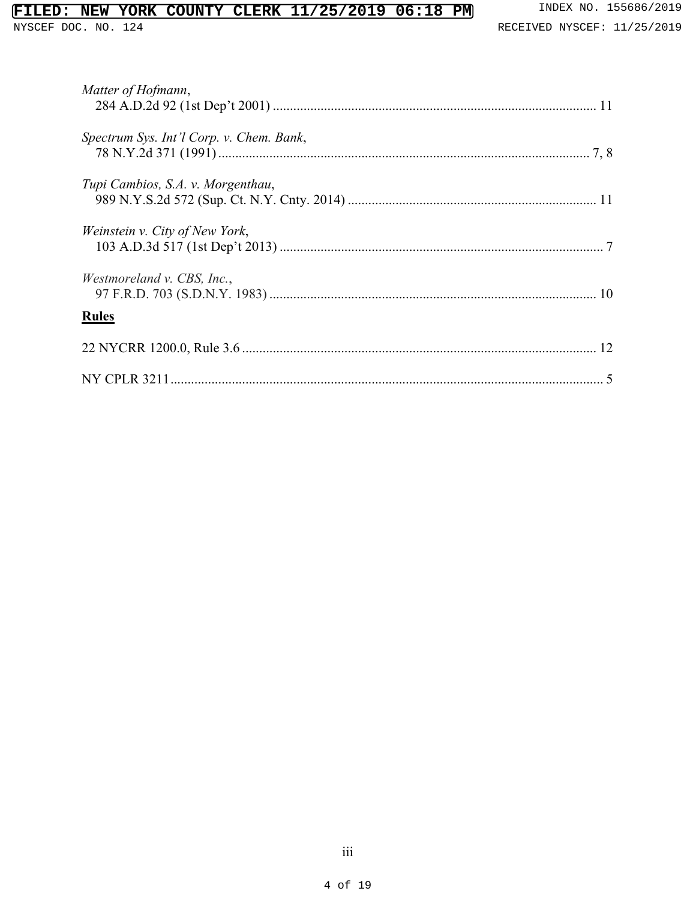*Matter of Hofmann*,
284 A.D.2d 92 (1st Dep't 2001) .............................................................................................. 11

*Spectrum Sys. Int'l Corp. v. Chem. Bank*,
78 N.Y.2d 371 (1991) ............................................................................................................ 7, 8

*Tupi Cambios, S.A. v. Morgenthau*,
989 N.Y.S.2d 572 (Sup. Ct. N.Y. Cnty. 2014) ........................................................................ 11

*Weinstein v. City of New York*,
103 A.D.3d 517 (1st Dep't 2013) .............................................................................................. 7

*Westmoreland v. CBS, Inc.*,
97 F.R.D. 703 (S.D.N.Y. 1983) ............................................................................................... 10

**Rules**

22 NYCRR 1200.0, Rule 3.6 ....................................................................................................... 12

NY CPLR 3211 ............................................................................................................................. 5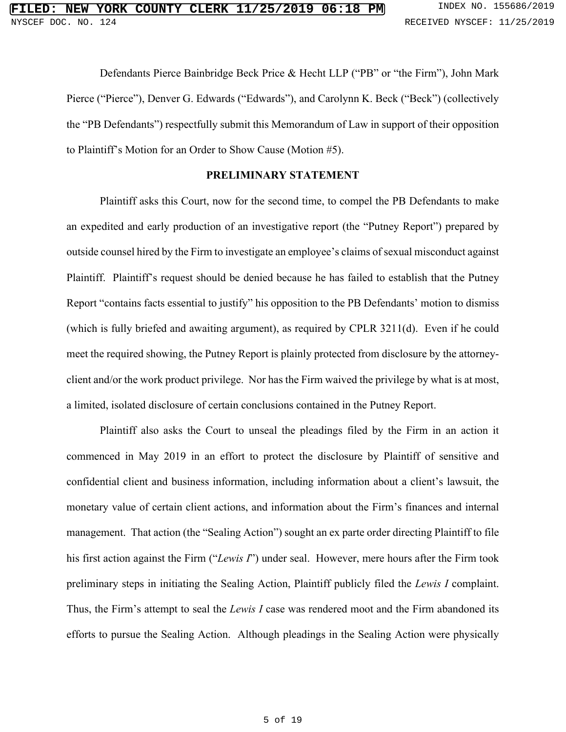Defendants Pierce Bainbridge Beck Price & Hecht LLP ("PB" or "the Firm"), John Mark Pierce ("Pierce"), Denver G. Edwards ("Edwards"), and Carolynn K. Beck ("Beck") (collectively the "PB Defendants") respectfully submit this Memorandum of Law in support of their opposition to Plaintiff's Motion for an Order to Show Cause (Motion #5).

## PRELIMINARY STATEMENT

Plaintiff asks this Court, now for the second time, to compel the PB Defendants to make an expedited and early production of an investigative report (the "Putney Report") prepared by outside counsel hired by the Firm to investigate an employee's claims of sexual misconduct against Plaintiff. Plaintiff's request should be denied because he has failed to establish that the Putney Report "contains facts essential to justify" his opposition to the PB Defendants' motion to dismiss (which is fully briefed and awaiting argument), as required by CPLR 3211(d). Even if he could meet the required showing, the Putney Report is plainly protected from disclosure by the attorney-client and/or the work product privilege. Nor has the Firm waived the privilege by what is at most, a limited, isolated disclosure of certain conclusions contained in the Putney Report.

Plaintiff also asks the Court to unseal the pleadings filed by the Firm in an action it commenced in May 2019 in an effort to protect the disclosure by Plaintiff of sensitive and confidential client and business information, including information about a client's lawsuit, the monetary value of certain client actions, and information about the Firm's finances and internal management. That action (the "Sealing Action") sought an ex parte order directing Plaintiff to file his first action against the Firm ("*Lewis I*") under seal. However, mere hours after the Firm took preliminary steps in initiating the Sealing Action, Plaintiff publicly filed the *Lewis I* complaint. Thus, the Firm's attempt to seal the *Lewis I* case was rendered moot and the Firm abandoned its efforts to pursue the Sealing Action. Although pleadings in the Sealing Action were physically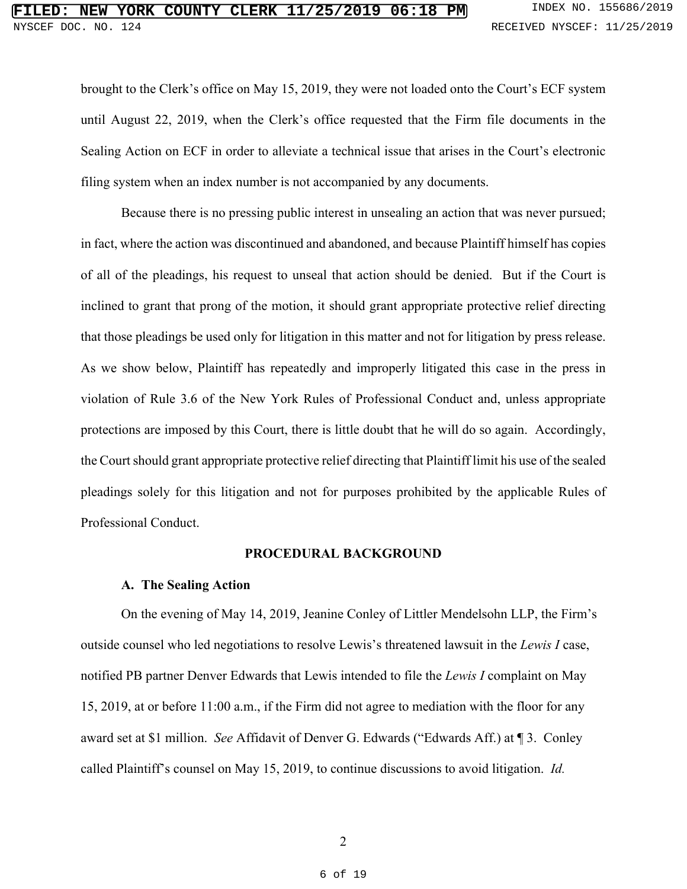brought to the Clerk's office on May 15, 2019, they were not loaded onto the Court's ECF system until August 22, 2019, when the Clerk's office requested that the Firm file documents in the Sealing Action on ECF in order to alleviate a technical issue that arises in the Court's electronic filing system when an index number is not accompanied by any documents.

Because there is no pressing public interest in unsealing an action that was never pursued; in fact, where the action was discontinued and abandoned, and because Plaintiff himself has copies of all of the pleadings, his request to unseal that action should be denied. But if the Court is inclined to grant that prong of the motion, it should grant appropriate protective relief directing that those pleadings be used only for litigation in this matter and not for litigation by press release. As we show below, Plaintiff has repeatedly and improperly litigated this case in the press in violation of Rule 3.6 of the New York Rules of Professional Conduct and, unless appropriate protections are imposed by this Court, there is little doubt that he will do so again. Accordingly, the Court should grant appropriate protective relief directing that Plaintiff limit his use of the sealed pleadings solely for this litigation and not for purposes prohibited by the applicable Rules of Professional Conduct.

## PROCEDURAL BACKGROUND

### A. The Sealing Action

On the evening of May 14, 2019, Jeanine Conley of Littler Mendelsohn LLP, the Firm's outside counsel who led negotiations to resolve Lewis's threatened lawsuit in the *Lewis I* case, notified PB partner Denver Edwards that Lewis intended to file the *Lewis I* complaint on May 15, 2019, at or before 11:00 a.m., if the Firm did not agree to mediation with the floor for any award set at $1 million. *See* Affidavit of Denver G. Edwards ("Edwards Aff.) at ¶ 3. Conley called Plaintiff's counsel on May 15, 2019, to continue discussions to avoid litigation. *Id.*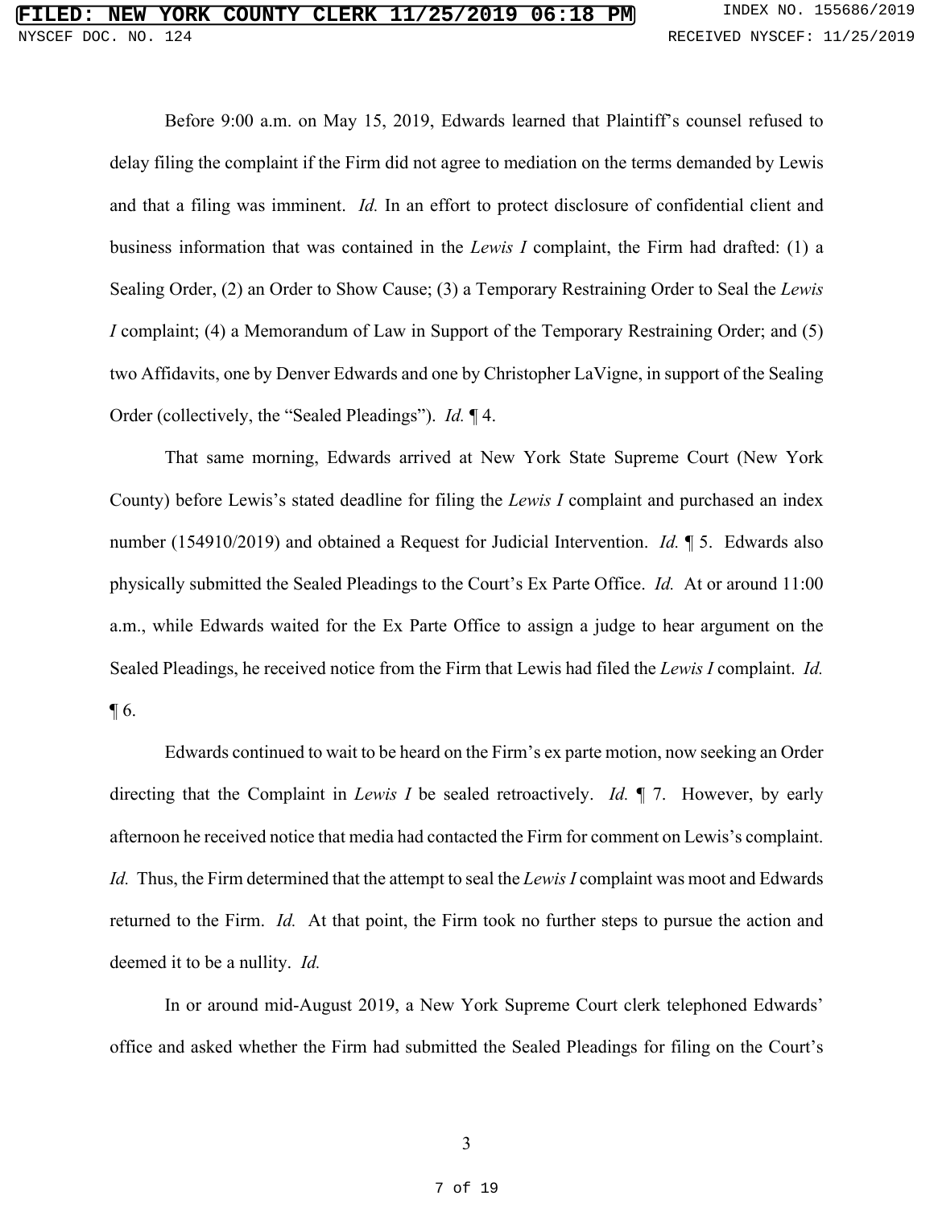Before 9:00 a.m. on May 15, 2019, Edwards learned that Plaintiff's counsel refused to delay filing the complaint if the Firm did not agree to mediation on the terms demanded by Lewis and that a filing was imminent. *Id.* In an effort to protect disclosure of confidential client and business information that was contained in the *Lewis I* complaint, the Firm had drafted: (1) a Sealing Order, (2) an Order to Show Cause; (3) a Temporary Restraining Order to Seal the *Lewis I* complaint; (4) a Memorandum of Law in Support of the Temporary Restraining Order; and (5) two Affidavits, one by Denver Edwards and one by Christopher LaVigne, in support of the Sealing Order (collectively, the "Sealed Pleadings"). *Id.* ¶ 4.

That same morning, Edwards arrived at New York State Supreme Court (New York County) before Lewis's stated deadline for filing the *Lewis I* complaint and purchased an index number (154910/2019) and obtained a Request for Judicial Intervention. *Id.* ¶ 5. Edwards also physically submitted the Sealed Pleadings to the Court's Ex Parte Office. *Id.* At or around 11:00 a.m., while Edwards waited for the Ex Parte Office to assign a judge to hear argument on the Sealed Pleadings, he received notice from the Firm that Lewis had filed the *Lewis I* complaint. *Id.* ¶ 6.

Edwards continued to wait to be heard on the Firm's ex parte motion, now seeking an Order directing that the Complaint in *Lewis I* be sealed retroactively. *Id.* ¶ 7. However, by early afternoon he received notice that media had contacted the Firm for comment on Lewis's complaint. *Id.* Thus, the Firm determined that the attempt to seal the *Lewis I* complaint was moot and Edwards returned to the Firm. *Id.* At that point, the Firm took no further steps to pursue the action and deemed it to be a nullity. *Id.*

In or around mid-August 2019, a New York Supreme Court clerk telephoned Edwards' office and asked whether the Firm had submitted the Sealed Pleadings for filing on the Court's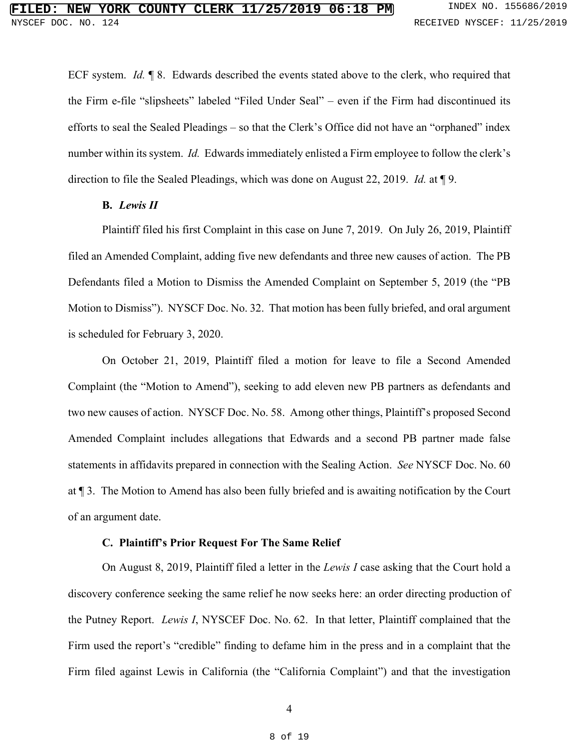ECF system. *Id.* ¶ 8. Edwards described the events stated above to the clerk, who required that the Firm e-file "slipsheets" labeled "Filed Under Seal" – even if the Firm had discontinued its efforts to seal the Sealed Pleadings – so that the Clerk's Office did not have an "orphaned" index number within its system. *Id.* Edwards immediately enlisted a Firm employee to follow the clerk's direction to file the Sealed Pleadings, which was done on August 22, 2019. *Id.* at ¶ 9.

### B. *Lewis II*

Plaintiff filed his first Complaint in this case on June 7, 2019. On July 26, 2019, Plaintiff filed an Amended Complaint, adding five new defendants and three new causes of action. The PB Defendants filed a Motion to Dismiss the Amended Complaint on September 5, 2019 (the "PB Motion to Dismiss"). NYSCEF Doc. No. 32. That motion has been fully briefed, and oral argument is scheduled for February 3, 2020.

On October 21, 2019, Plaintiff filed a motion for leave to file a Second Amended Complaint (the "Motion to Amend"), seeking to add eleven new PB partners as defendants and two new causes of action. NYSCEF Doc. No. 58. Among other things, Plaintiff's proposed Second Amended Complaint includes allegations that Edwards and a second PB partner made false statements in affidavits prepared in connection with the Sealing Action. *See* NYSCEF Doc. No. 60 at ¶ 3. The Motion to Amend has also been fully briefed and is awaiting notification by the Court of an argument date.

### C. Plaintiff's Prior Request For The Same Relief

On August 8, 2019, Plaintiff filed a letter in the *Lewis I* case asking that the Court hold a discovery conference seeking the same relief he now seeks here: an order directing production of the Putney Report. *Lewis I*, NYSCEF Doc. No. 62. In that letter, Plaintiff complained that the Firm used the report's "credible" finding to defame him in the press and in a complaint that the Firm filed against Lewis in California (the "California Complaint") and that the investigation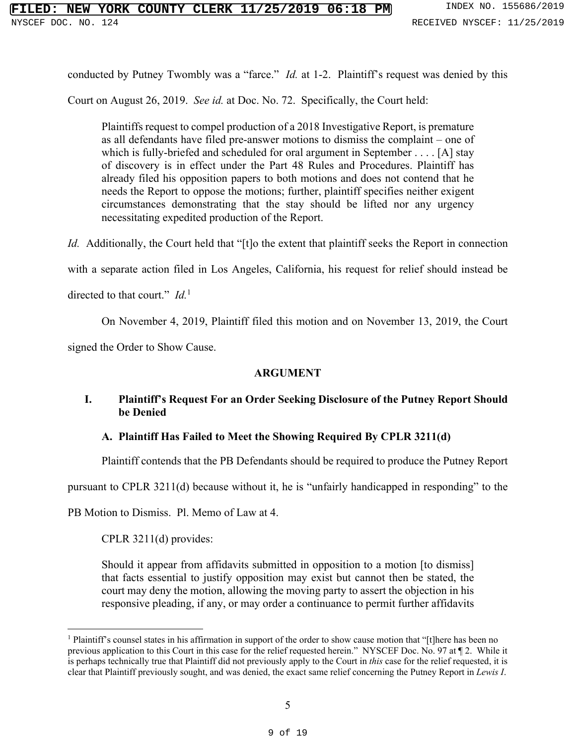conducted by Putney Twombly was a "farce." *Id.* at 1-2. Plaintiff's request was denied by this Court on August 26, 2019. *See id.* at Doc. No. 72. Specifically, the Court held:

> Plaintiffs request to compel production of a 2018 Investigative Report, is premature as all defendants have filed pre-answer motions to dismiss the complaint – one of which is fully-briefed and scheduled for oral argument in September . . . . [A] stay of discovery is in effect under the Part 48 Rules and Procedures. Plaintiff has already filed his opposition papers to both motions and does not contend that he needs the Report to oppose the motions; further, plaintiff specifies neither exigent circumstances demonstrating that the stay should be lifted nor any urgency necessitating expedited production of the Report.

*Id.* Additionally, the Court held that "[t]o the extent that plaintiff seeks the Report in connection with a separate action filed in Los Angeles, California, his request for relief should instead be directed to that court." *Id.*[1]

On November 4, 2019, Plaintiff filed this motion and on November 13, 2019, the Court signed the Order to Show Cause.

## ARGUMENT

### I. Plaintiff's Request For an Order Seeking Disclosure of the Putney Report Should be Denied

#### A. Plaintiff Has Failed to Meet the Showing Required By CPLR 3211(d)

Plaintiff contends that the PB Defendants should be required to produce the Putney Report pursuant to CPLR 3211(d) because without it, he is "unfairly handicapped in responding" to the PB Motion to Dismiss. Pl. Memo of Law at 4.

CPLR 3211(d) provides:

> Should it appear from affidavits submitted in opposition to a motion [to dismiss] that facts essential to justify opposition may exist but cannot then be stated, the court may deny the motion, allowing the moving party to assert the objection in his responsive pleading, if any, or may order a continuance to permit further affidavits

---

[1] Plaintiff's counsel states in his affirmation in support of the order to show cause motion that "[t]here has been no previous application to this Court in this case for the relief requested herein." NYSCEF Doc. No. 97 at ¶ 2. While it is perhaps technically true that Plaintiff did not previously apply to the Court in *this* case for the relief requested, it is clear that Plaintiff previously sought, and was denied, the exact same relief concerning the Putney Report in *Lewis I*.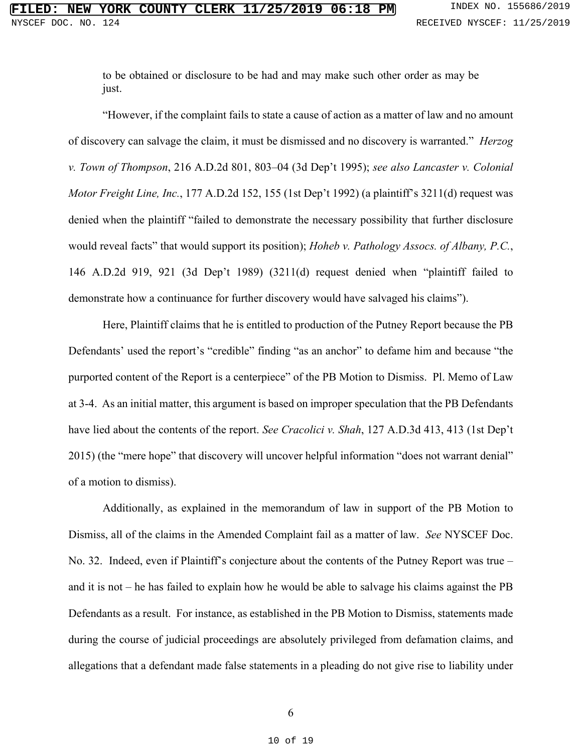to be obtained or disclosure to be had and may make such other order as may be just.

"However, if the complaint fails to state a cause of action as a matter of law and no amount of discovery can salvage the claim, it must be dismissed and no discovery is warranted." *Herzog v. Town of Thompson*, 216 A.D.2d 801, 803–04 (3d Dep't 1995); *see also Lancaster v. Colonial Motor Freight Line, Inc.*, 177 A.D.2d 152, 155 (1st Dep't 1992) (a plaintiff's 3211(d) request was denied when the plaintiff "failed to demonstrate the necessary possibility that further disclosure would reveal facts" that would support its position); *Hoheb v. Pathology Assocs. of Albany, P.C.*, 146 A.D.2d 919, 921 (3d Dep't 1989) (3211(d) request denied when "plaintiff failed to demonstrate how a continuance for further discovery would have salvaged his claims").

Here, Plaintiff claims that he is entitled to production of the Putney Report because the PB Defendants' used the report's "credible" finding "as an anchor" to defame him and because "the purported content of the Report is a centerpiece" of the PB Motion to Dismiss. Pl. Memo of Law at 3-4. As an initial matter, this argument is based on improper speculation that the PB Defendants have lied about the contents of the report. *See Cracolici v. Shah*, 127 A.D.3d 413, 413 (1st Dep't 2015) (the "mere hope" that discovery will uncover helpful information "does not warrant denial" of a motion to dismiss).

Additionally, as explained in the memorandum of law in support of the PB Motion to Dismiss, all of the claims in the Amended Complaint fail as a matter of law. *See* NYSCEF Doc. No. 32. Indeed, even if Plaintiff's conjecture about the contents of the Putney Report was true – and it is not – he has failed to explain how he would be able to salvage his claims against the PB Defendants as a result. For instance, as established in the PB Motion to Dismiss, statements made during the course of judicial proceedings are absolutely privileged from defamation claims, and allegations that a defendant made false statements in a pleading do not give rise to liability under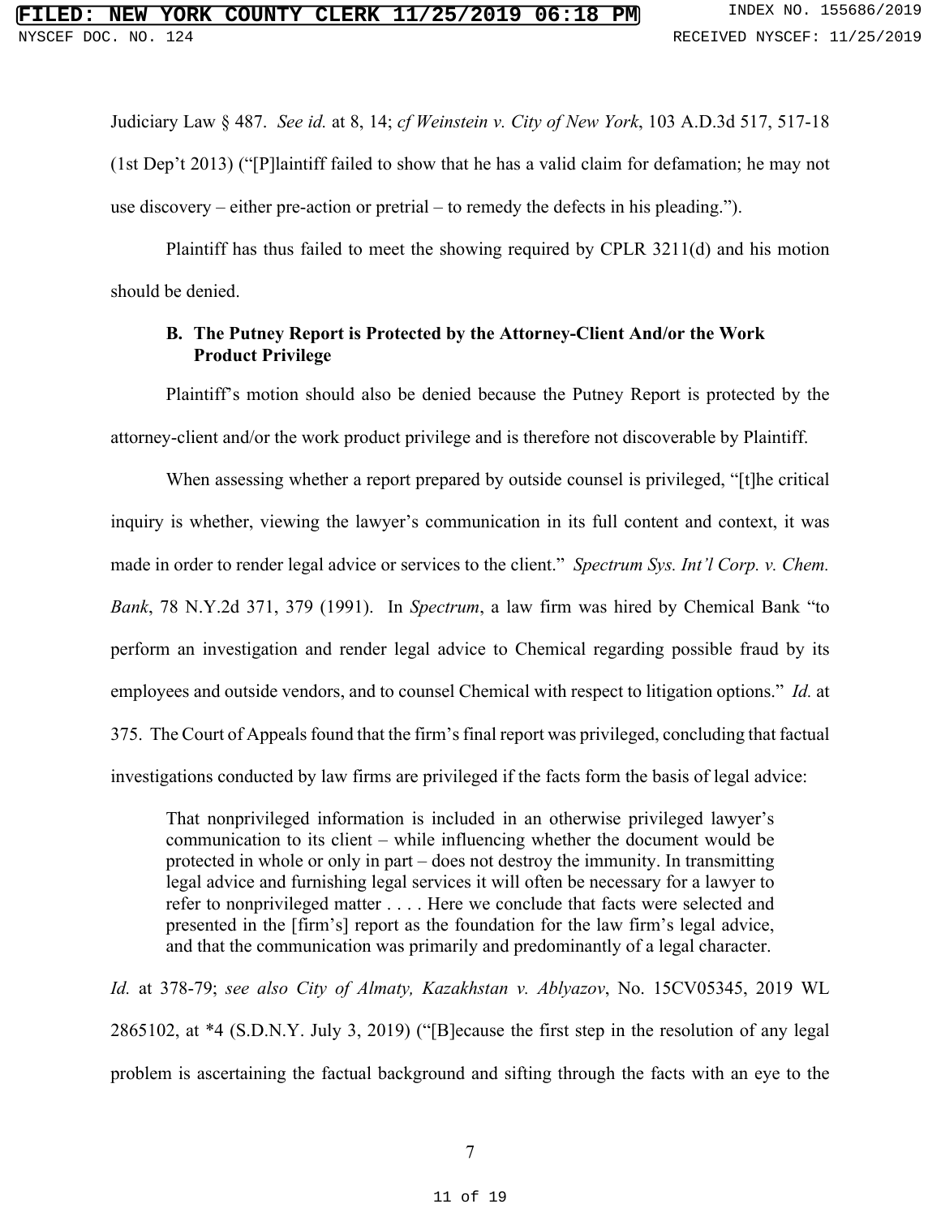Judiciary Law § 487. *See id.* at 8, 14; *cf Weinstein v. City of New York*, 103 A.D.3d 517, 517-18 (1st Dep't 2013) ("[P]laintiff failed to show that he has a valid claim for defamation; he may not use discovery – either pre-action or pretrial – to remedy the defects in his pleading.").

Plaintiff has thus failed to meet the showing required by CPLR 3211(d) and his motion should be denied.

**B. The Putney Report is Protected by the Attorney-Client And/or the Work Product Privilege**

Plaintiff's motion should also be denied because the Putney Report is protected by the attorney-client and/or the work product privilege and is therefore not discoverable by Plaintiff.

When assessing whether a report prepared by outside counsel is privileged, "[t]he critical inquiry is whether, viewing the lawyer's communication in its full content and context, it was made in order to render legal advice or services to the client." *Spectrum Sys. Int'l Corp. v. Chem. Bank*, 78 N.Y.2d 371, 379 (1991). In *Spectrum*, a law firm was hired by Chemical Bank "to perform an investigation and render legal advice to Chemical regarding possible fraud by its employees and outside vendors, and to counsel Chemical with respect to litigation options." *Id.* at 375. The Court of Appeals found that the firm's final report was privileged, concluding that factual investigations conducted by law firms are privileged if the facts form the basis of legal advice:

> That nonprivileged information is included in an otherwise privileged lawyer's communication to its client – while influencing whether the document would be protected in whole or only in part – does not destroy the immunity. In transmitting legal advice and furnishing legal services it will often be necessary for a lawyer to refer to nonprivileged matter . . . . Here we conclude that facts were selected and presented in the [firm's] report as the foundation for the law firm's legal advice, and that the communication was primarily and predominantly of a legal character.

*Id.* at 378-79; *see also City of Almaty, Kazakhstan v. Ablyazov*, No. 15CV05345, 2019 WL 2865102, at *4 (S.D.N.Y. July 3, 2019) ("[B]ecause the first step in the resolution of any legal problem is ascertaining the factual background and sifting through the facts with an eye to the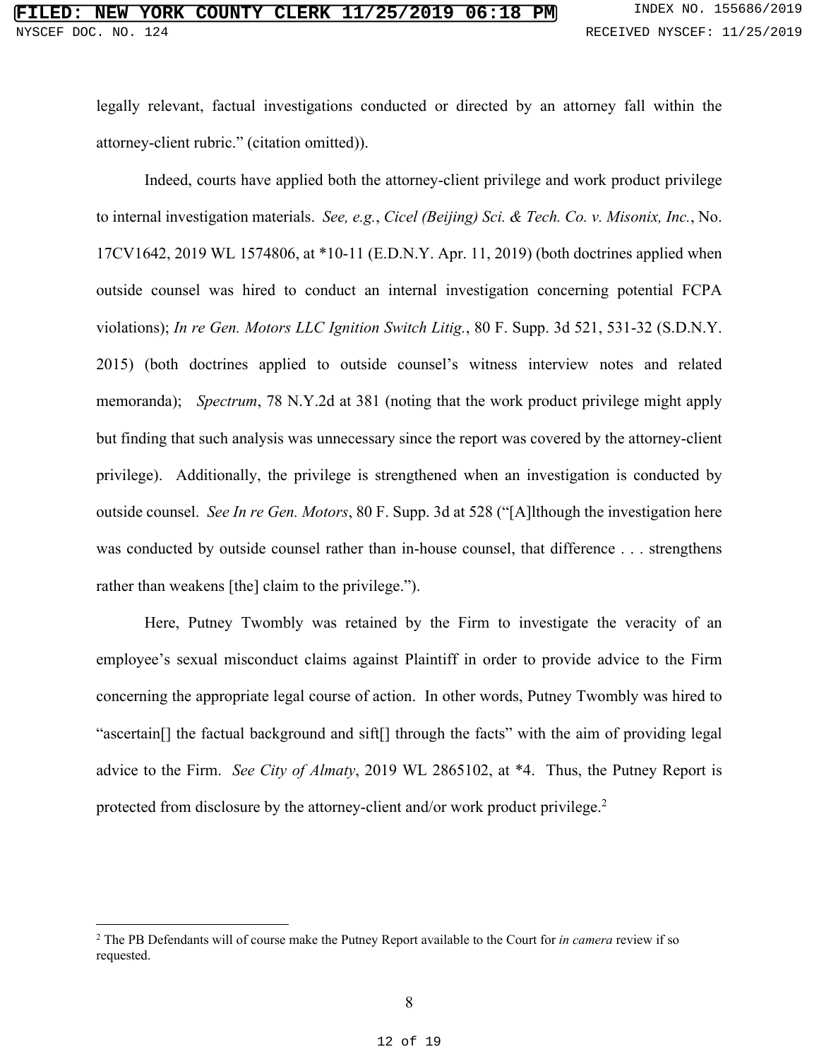legally relevant, factual investigations conducted or directed by an attorney fall within the attorney-client rubric." (citation omitted)).

Indeed, courts have applied both the attorney-client privilege and work product privilege to internal investigation materials. *See, e.g.*, *Cicel (Beijing) Sci. & Tech. Co. v. Misonix, Inc.*, No. 17CV1642, 2019 WL 1574806, at *10-11 (E.D.N.Y. Apr. 11, 2019) (both doctrines applied when outside counsel was hired to conduct an internal investigation concerning potential FCPA violations); *In re Gen. Motors LLC Ignition Switch Litig.*, 80 F. Supp. 3d 521, 531-32 (S.D.N.Y. 2015) (both doctrines applied to outside counsel's witness interview notes and related memoranda); *Spectrum*, 78 N.Y.2d at 381 (noting that the work product privilege might apply but finding that such analysis was unnecessary since the report was covered by the attorney-client privilege). Additionally, the privilege is strengthened when an investigation is conducted by outside counsel. *See In re Gen. Motors*, 80 F. Supp. 3d at 528 ("[A]lthough the investigation here was conducted by outside counsel rather than in-house counsel, that difference . . . strengthens rather than weakens [the] claim to the privilege.").

Here, Putney Twombly was retained by the Firm to investigate the veracity of an employee's sexual misconduct claims against Plaintiff in order to provide advice to the Firm concerning the appropriate legal course of action. In other words, Putney Twombly was hired to "ascertain[] the factual background and sift[] through the facts" with the aim of providing legal advice to the Firm. *See City of Almaty*, 2019 WL 2865102, at *4. Thus, the Putney Report is protected from disclosure by the attorney-client and/or work product privilege.[2]

---

[2] The PB Defendants will of course make the Putney Report available to the Court for *in camera* review if so requested.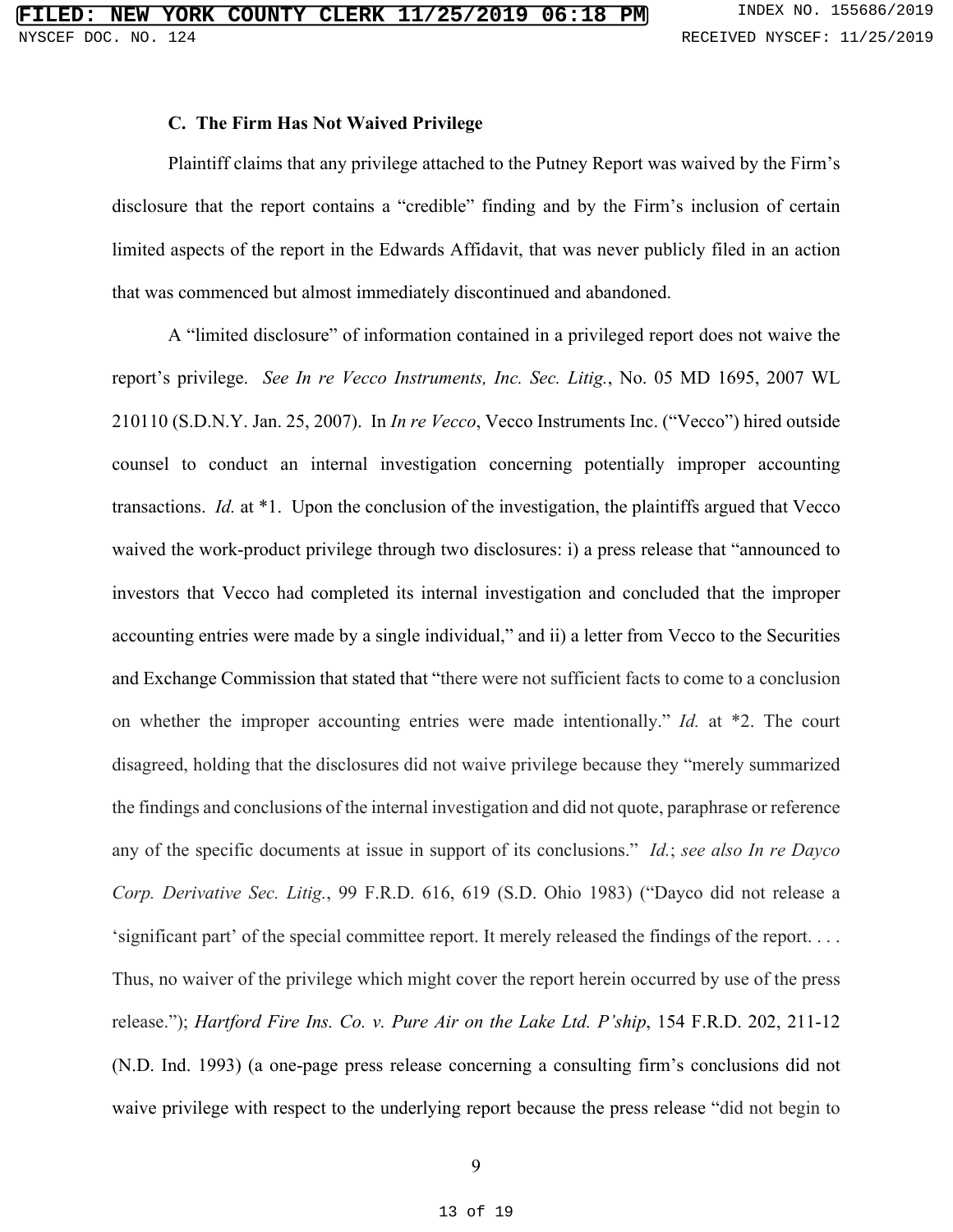### C. The Firm Has Not Waived Privilege

Plaintiff claims that any privilege attached to the Putney Report was waived by the Firm's disclosure that the report contains a "credible" finding and by the Firm's inclusion of certain limited aspects of the report in the Edwards Affidavit, that was never publicly filed in an action that was commenced but almost immediately discontinued and abandoned.

A "limited disclosure" of information contained in a privileged report does not waive the report's privilege. *See In re Vecco Instruments, Inc. Sec. Litig.*, No. 05 MD 1695, 2007 WL 210110 (S.D.N.Y. Jan. 25, 2007). In *In re Vecco*, Vecco Instruments Inc. ("Vecco") hired outside counsel to conduct an internal investigation concerning potentially improper accounting transactions. *Id.* at *1. Upon the conclusion of the investigation, the plaintiffs argued that Vecco waived the work-product privilege through two disclosures: i) a press release that "announced to investors that Vecco had completed its internal investigation and concluded that the improper accounting entries were made by a single individual," and ii) a letter from Vecco to the Securities and Exchange Commission that stated that "there were not sufficient facts to come to a conclusion on whether the improper accounting entries were made intentionally." *Id.* at *2. The court disagreed, holding that the disclosures did not waive privilege because they "merely summarized the findings and conclusions of the internal investigation and did not quote, paraphrase or reference any of the specific documents at issue in support of its conclusions." *Id.*; *see also In re Dayco Corp. Derivative Sec. Litig.*, 99 F.R.D. 616, 619 (S.D. Ohio 1983) ("Dayco did not release a 'significant part' of the special committee report. It merely released the findings of the report. . . . Thus, no waiver of the privilege which might cover the report herein occurred by use of the press release."); *Hartford Fire Ins. Co. v. Pure Air on the Lake Ltd. P'ship*, 154 F.R.D. 202, 211-12 (N.D. Ind. 1993) (a one-page press release concerning a consulting firm's conclusions did not waive privilege with respect to the underlying report because the press release "did not begin to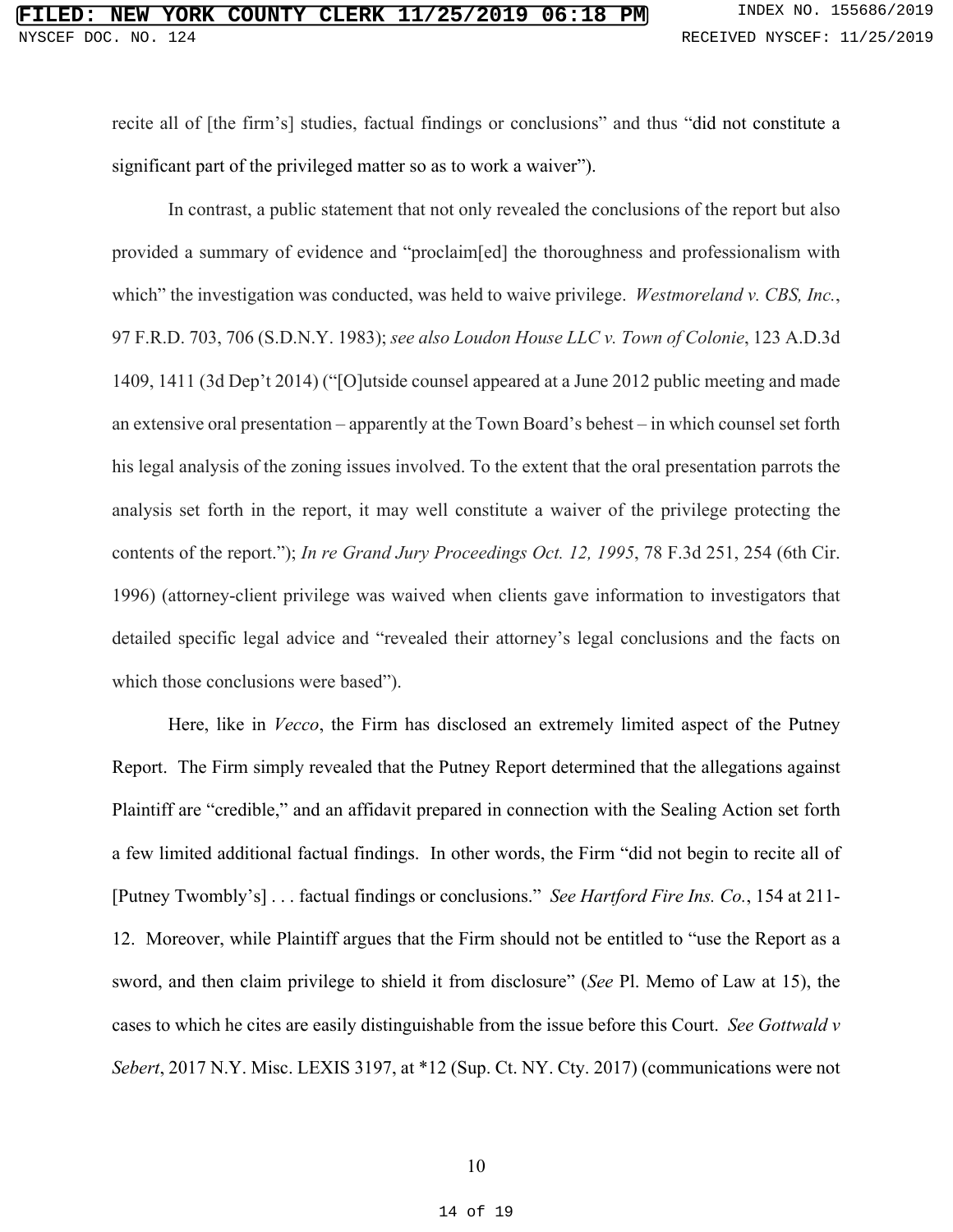recite all of [the firm's] studies, factual findings or conclusions" and thus "did not constitute a significant part of the privileged matter so as to work a waiver").

In contrast, a public statement that not only revealed the conclusions of the report but also provided a summary of evidence and "proclaim[ed] the thoroughness and professionalism with which" the investigation was conducted, was held to waive privilege. *Westmoreland v. CBS, Inc.*, 97 F.R.D. 703, 706 (S.D.N.Y. 1983); *see also Loudon House LLC v. Town of Colonie*, 123 A.D.3d 1409, 1411 (3d Dep't 2014) ("[O]utside counsel appeared at a June 2012 public meeting and made an extensive oral presentation – apparently at the Town Board's behest – in which counsel set forth his legal analysis of the zoning issues involved. To the extent that the oral presentation parrots the analysis set forth in the report, it may well constitute a waiver of the privilege protecting the contents of the report."); *In re Grand Jury Proceedings Oct. 12, 1995*, 78 F.3d 251, 254 (6th Cir. 1996) (attorney-client privilege was waived when clients gave information to investigators that detailed specific legal advice and "revealed their attorney's legal conclusions and the facts on which those conclusions were based").

Here, like in *Vecco*, the Firm has disclosed an extremely limited aspect of the Putney Report. The Firm simply revealed that the Putney Report determined that the allegations against Plaintiff are "credible," and an affidavit prepared in connection with the Sealing Action set forth a few limited additional factual findings. In other words, the Firm "did not begin to recite all of [Putney Twombly's] . . . factual findings or conclusions." *See Hartford Fire Ins. Co.*, 154 at 211-12. Moreover, while Plaintiff argues that the Firm should not be entitled to "use the Report as a sword, and then claim privilege to shield it from disclosure" (*See* Pl. Memo of Law at 15), the cases to which he cites are easily distinguishable from the issue before this Court. *See Gottwald v Sebert*, 2017 N.Y. Misc. LEXIS 3197, at *12 (Sup. Ct. NY. Cty. 2017) (communications were not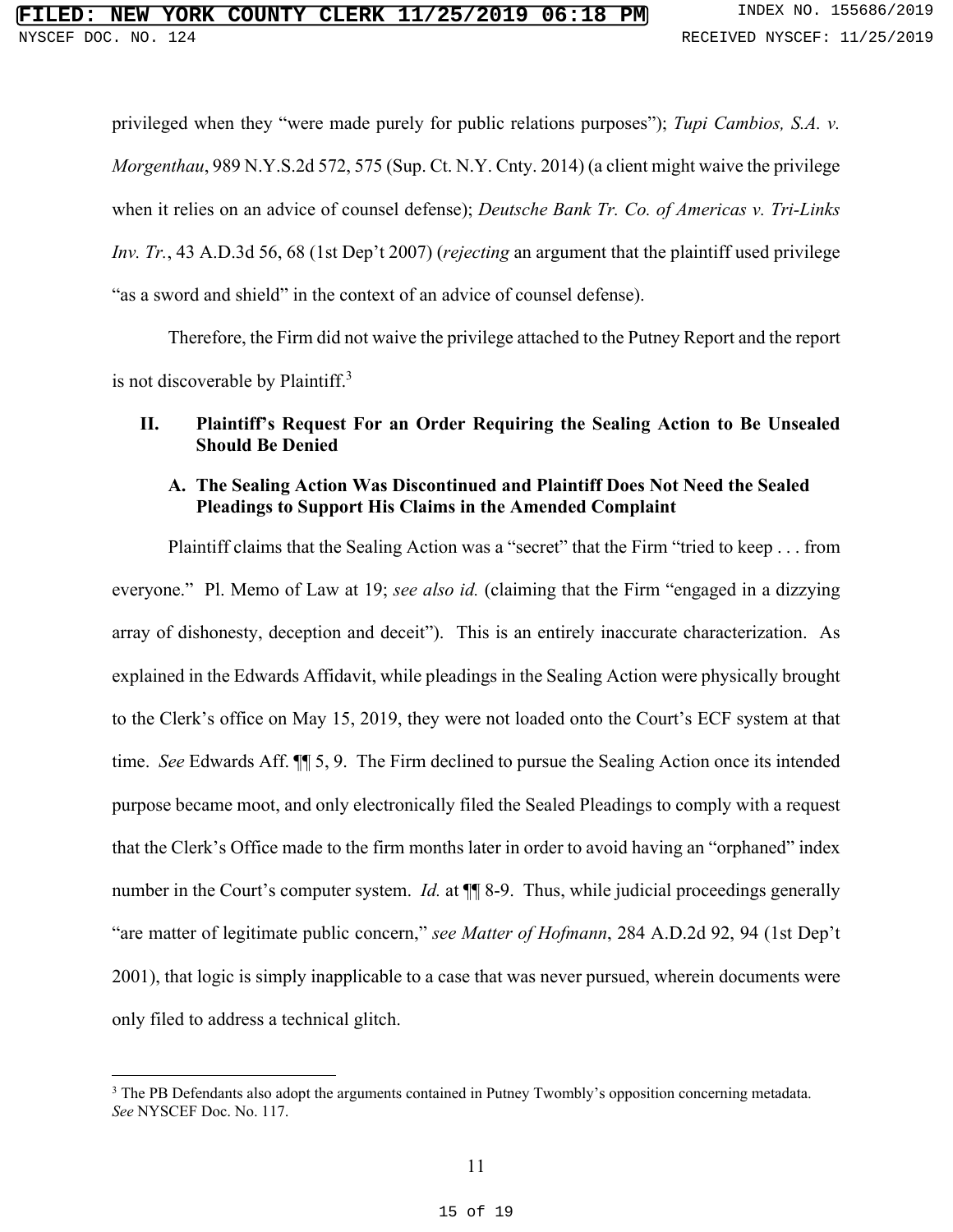privileged when they "were made purely for public relations purposes"); *Tupi Cambios, S.A. v. Morgenthau*, 989 N.Y.S.2d 572, 575 (Sup. Ct. N.Y. Cnty. 2014) (a client might waive the privilege when it relies on an advice of counsel defense); *Deutsche Bank Tr. Co. of Americas v. Tri-Links Inv. Tr.*, 43 A.D.3d 56, 68 (1st Dep't 2007) (*rejecting* an argument that the plaintiff used privilege "as a sword and shield" in the context of an advice of counsel defense).

Therefore, the Firm did not waive the privilege attached to the Putney Report and the report is not discoverable by Plaintiff.[3]

## II. Plaintiff's Request For an Order Requiring the Sealing Action to Be Unsealed Should Be Denied

### A. The Sealing Action Was Discontinued and Plaintiff Does Not Need the Sealed Pleadings to Support His Claims in the Amended Complaint

Plaintiff claims that the Sealing Action was a "secret" that the Firm "tried to keep . . . from everyone." Pl. Memo of Law at 19; *see also id.* (claiming that the Firm "engaged in a dizzying array of dishonesty, deception and deceit"). This is an entirely inaccurate characterization. As explained in the Edwards Affidavit, while pleadings in the Sealing Action were physically brought to the Clerk's office on May 15, 2019, they were not loaded onto the Court's ECF system at that time. *See* Edwards Aff. ¶¶ 5, 9. The Firm declined to pursue the Sealing Action once its intended purpose became moot, and only electronically filed the Sealed Pleadings to comply with a request that the Clerk's Office made to the firm months later in order to avoid having an "orphaned" index number in the Court's computer system. *Id.* at ¶¶ 8-9. Thus, while judicial proceedings generally "are matter of legitimate public concern," *see Matter of Hofmann*, 284 A.D.2d 92, 94 (1st Dep't 2001), that logic is simply inapplicable to a case that was never pursued, wherein documents were only filed to address a technical glitch.

---

[3] The PB Defendants also adopt the arguments contained in Putney Twombly's opposition concerning metadata. *See* NYSCEF Doc. No. 117.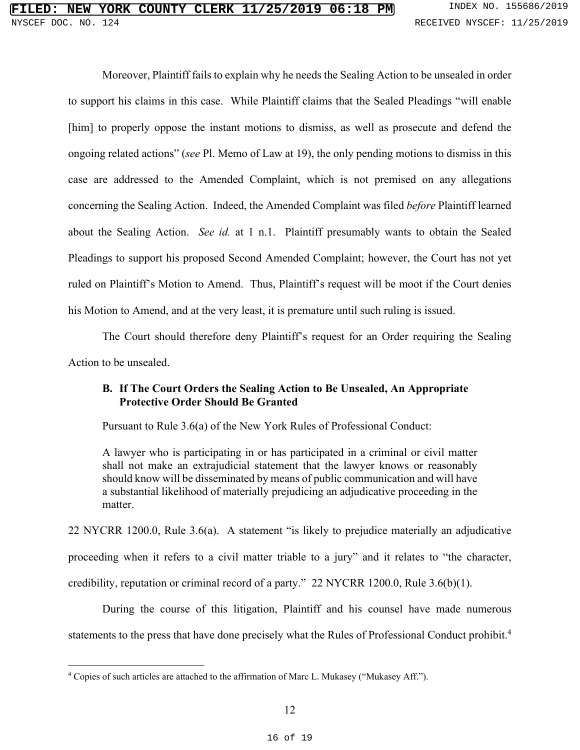Moreover, Plaintiff fails to explain why he needs the Sealing Action to be unsealed in order to support his claims in this case. While Plaintiff claims that the Sealed Pleadings "will enable [him] to properly oppose the instant motions to dismiss, as well as prosecute and defend the ongoing related actions" (*see* Pl. Memo of Law at 19), the only pending motions to dismiss in this case are addressed to the Amended Complaint, which is not premised on any allegations concerning the Sealing Action. Indeed, the Amended Complaint was filed *before* Plaintiff learned about the Sealing Action. *See id.* at 1 n.1. Plaintiff presumably wants to obtain the Sealed Pleadings to support his proposed Second Amended Complaint; however, the Court has not yet ruled on Plaintiff's Motion to Amend. Thus, Plaintiff's request will be moot if the Court denies his Motion to Amend, and at the very least, it is premature until such ruling is issued.

The Court should therefore deny Plaintiff's request for an Order requiring the Sealing Action to be unsealed.

### B. If The Court Orders the Sealing Action to Be Unsealed, An Appropriate Protective Order Should Be Granted

Pursuant to Rule 3.6(a) of the New York Rules of Professional Conduct:

> A lawyer who is participating in or has participated in a criminal or civil matter shall not make an extrajudicial statement that the lawyer knows or reasonably should know will be disseminated by means of public communication and will have a substantial likelihood of materially prejudicing an adjudicative proceeding in the matter.

22 NYCRR 1200.0, Rule 3.6(a). A statement "is likely to prejudice materially an adjudicative proceeding when it refers to a civil matter triable to a jury" and it relates to "the character, credibility, reputation or criminal record of a party." 22 NYCRR 1200.0, Rule 3.6(b)(1).

During the course of this litigation, Plaintiff and his counsel have made numerous statements to the press that have done precisely what the Rules of Professional Conduct prohibit.[4]

[4] Copies of such articles are attached to the affirmation of Marc L. Mukasey ("Mukasey Aff.").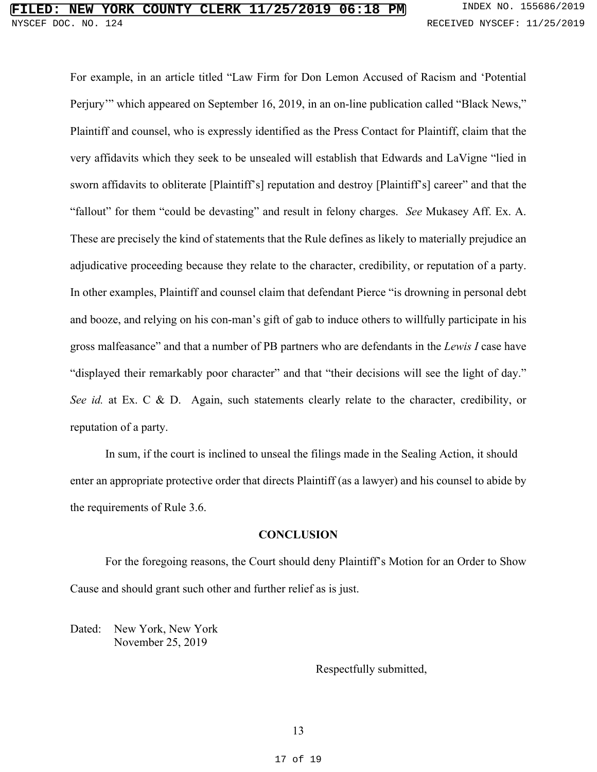For example, in an article titled "Law Firm for Don Lemon Accused of Racism and 'Potential Perjury'" which appeared on September 16, 2019, in an on-line publication called "Black News," Plaintiff and counsel, who is expressly identified as the Press Contact for Plaintiff, claim that the very affidavits which they seek to be unsealed will establish that Edwards and LaVigne "lied in sworn affidavits to obliterate [Plaintiff's] reputation and destroy [Plaintiff's] career" and that the "fallout" for them "could be devasting" and result in felony charges. *See* Mukasey Aff. Ex. A. These are precisely the kind of statements that the Rule defines as likely to materially prejudice an adjudicative proceeding because they relate to the character, credibility, or reputation of a party. In other examples, Plaintiff and counsel claim that defendant Pierce "is drowning in personal debt and booze, and relying on his con-man's gift of gab to induce others to willfully participate in his gross malfeasance" and that a number of PB partners who are defendants in the *Lewis I* case have "displayed their remarkably poor character" and that "their decisions will see the light of day." *See id.* at Ex. C & D. Again, such statements clearly relate to the character, credibility, or reputation of a party.

In sum, if the court is inclined to unseal the filings made in the Sealing Action, it should enter an appropriate protective order that directs Plaintiff (as a lawyer) and his counsel to abide by the requirements of Rule 3.6.

**CONCLUSION**

For the foregoing reasons, the Court should deny Plaintiff's Motion for an Order to Show Cause and should grant such other and further relief as is just.

Dated: New York, New York
November 25, 2019

Respectfully submitted,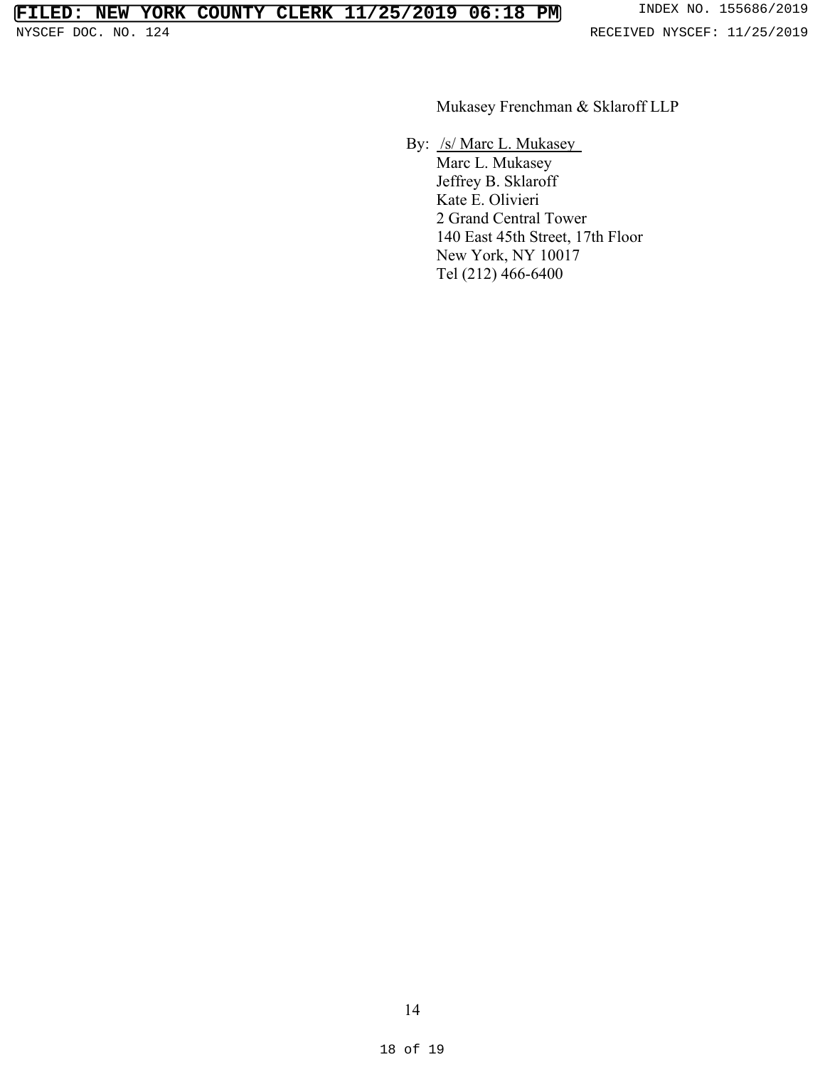Mukasey Frenchman & Sklaroff LLP

By: /s/ Marc L. Mukasey
Marc L. Mukasey
Jeffrey B. Sklaroff
Kate E. Olivieri
2 Grand Central Tower
140 East 45th Street, 17th Floor
New York, NY 10017
Tel (212) 466-6400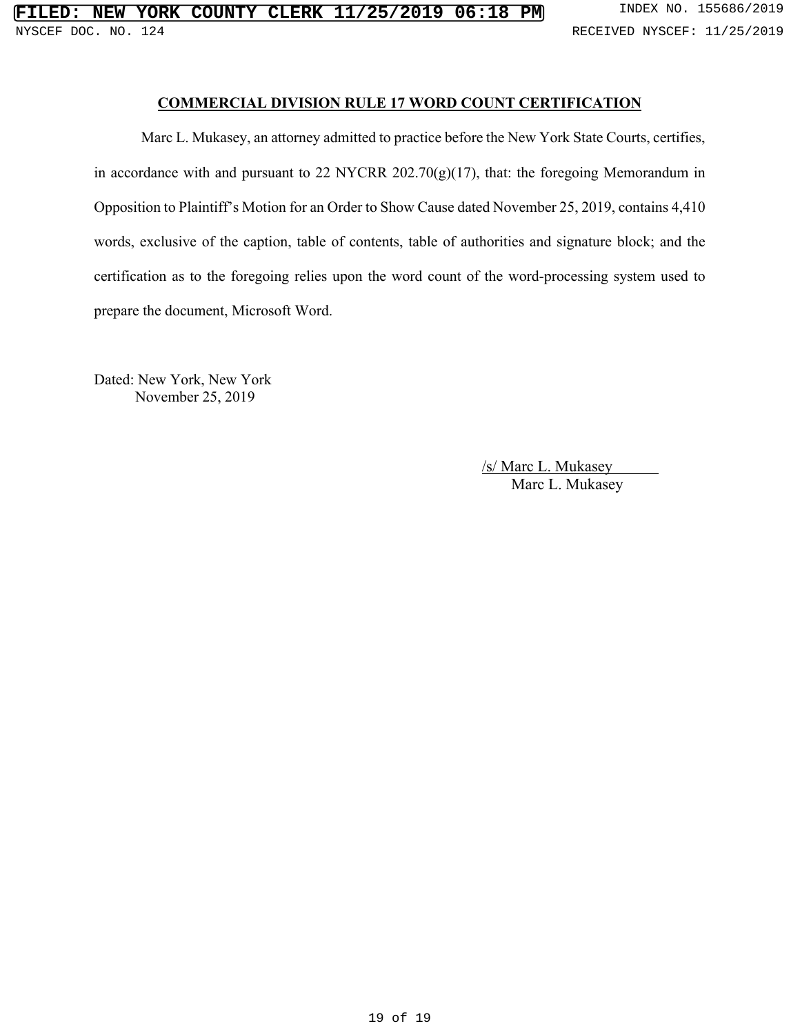**COMMERCIAL DIVISION RULE 17 WORD COUNT CERTIFICATION**

Marc L. Mukasey, an attorney admitted to practice before the New York State Courts, certifies, in accordance with and pursuant to 22 NYCRR 202.70(g)(17), that: the foregoing Memorandum in Opposition to Plaintiff's Motion for an Order to Show Cause dated November 25, 2019, contains 4,410 words, exclusive of the caption, table of contents, table of authorities and signature block; and the certification as to the foregoing relies upon the word count of the word-processing system used to prepare the document, Microsoft Word.

Dated: New York, New York
November 25, 2019

/s/ Marc L. Mukasey
Marc L. Mukasey